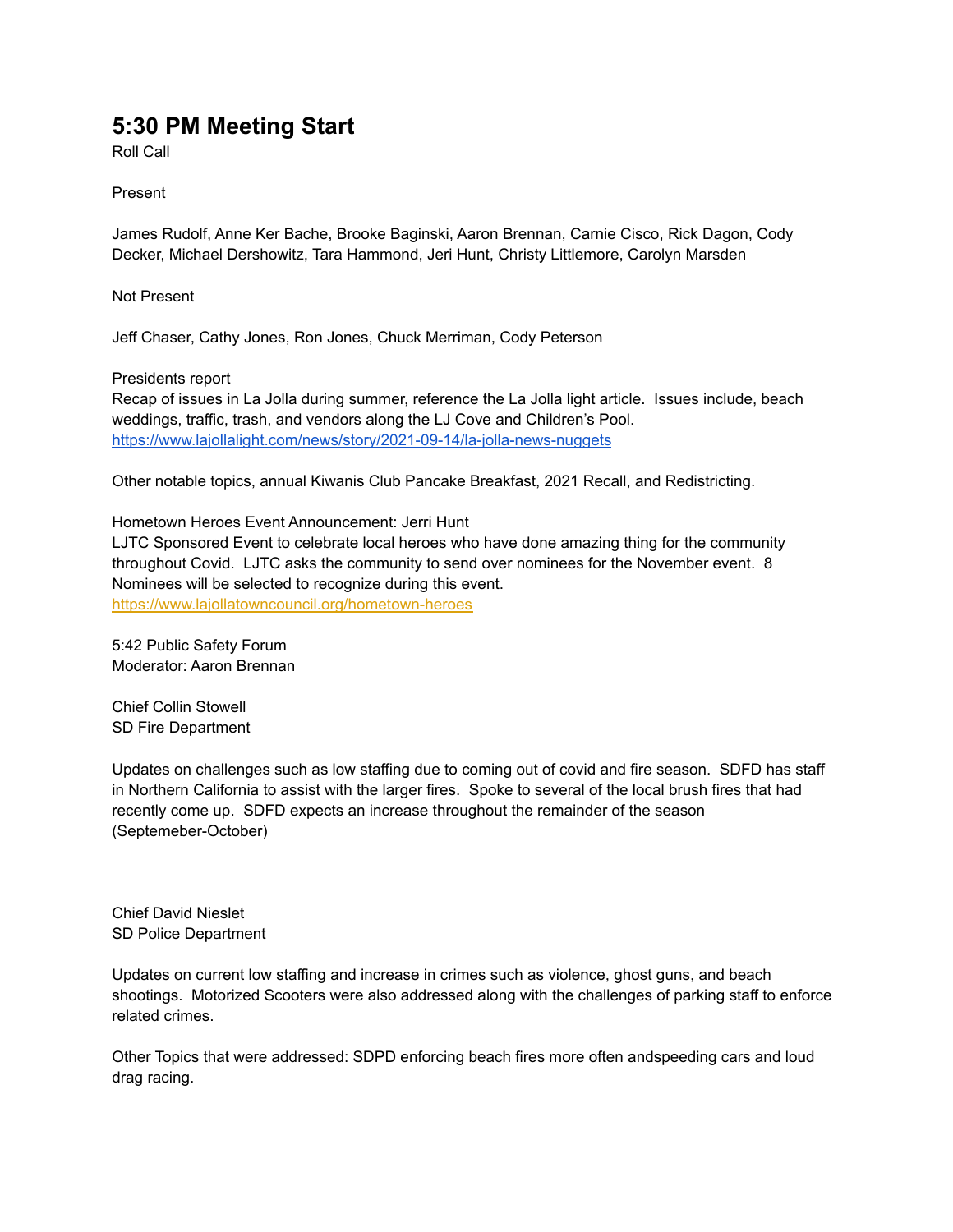# 5:30 PM Meeting Start

Roll Call

Present

James Rudolf, Anne Ker Bache, Brooke Baginski, Aaron Brennan, Carnie Cisco, Rick Dagon, Cody Decker, Michael Dershowitz, Tara Hammond, Jeri Hunt, Christy Littlemore, Carolyn Marsden

Not Present

Jeff Chaser, Cathy Jones, Ron Jones, Chuck Merriman, Cody Peterson

Presidents report
Recap of issues in La Jolla during summer, reference the La Jolla light article. Issues include, beach weddings, traffic, trash, and vendors along the LJ Cove and Children's Pool.
https://www.lajollalight.com/news/story/2021-09-14/la-jolla-news-nuggets

Other notable topics, annual Kiwanis Club Pancake Breakfast, 2021 Recall, and Redistricting.

Hometown Heroes Event Announcement: Jerri Hunt
LJTC Sponsored Event to celebrate local heroes who have done amazing thing for the community throughout Covid. LJTC asks the community to send over nominees for the November event. 8 Nominees will be selected to recognize during this event.
https://www.lajollatowncouncil.org/hometown-heroes

5:42 Public Safety Forum
Moderator: Aaron Brennan

Chief Collin Stowell
SD Fire Department

Updates on challenges such as low staffing due to coming out of covid and fire season. SDFD has staff in Northern California to assist with the larger fires. Spoke to several of the local brush fires that had recently come up. SDFD expects an increase throughout the remainder of the season (Septemeber-October)

Chief David Nieslet
SD Police Department

Updates on current low staffing and increase in crimes such as violence, ghost guns, and beach shootings. Motorized Scooters were also addressed along with the challenges of parking staff to enforce related crimes.

Other Topics that were addressed: SDPD enforcing beach fires more often andspeeding cars and loud drag racing.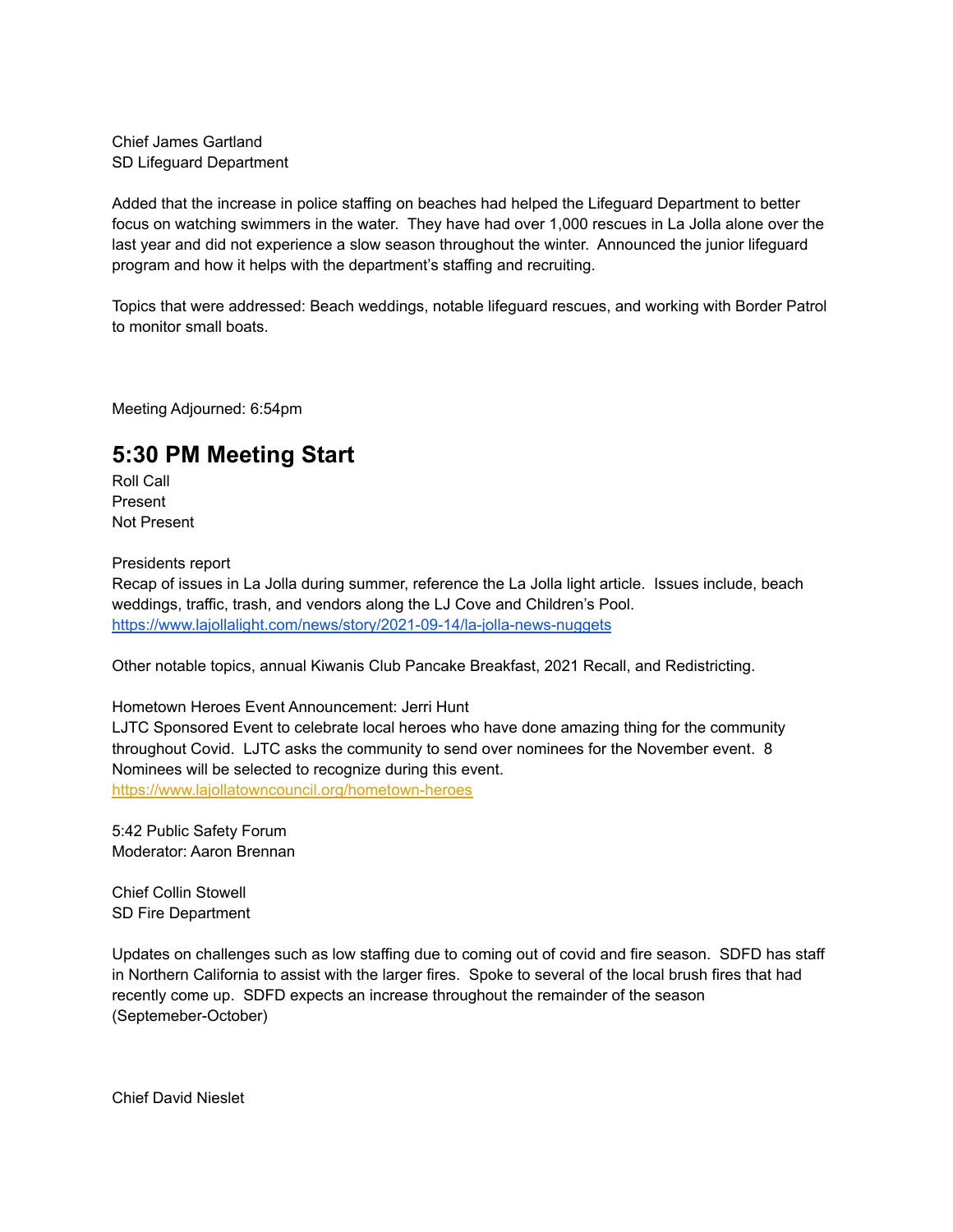Chief James Gartland
SD Lifeguard Department

Added that the increase in police staffing on beaches had helped the Lifeguard Department to better focus on watching swimmers in the water. They have had over 1,000 rescues in La Jolla alone over the last year and did not experience a slow season throughout the winter. Announced the junior lifeguard program and how it helps with the department's staffing and recruiting.

Topics that were addressed: Beach weddings, notable lifeguard rescues, and working with Border Patrol to monitor small boats.

Meeting Adjourned: 6:54pm

## 5:30 PM Meeting Start

Roll Call
Present
Not Present

Presidents report
Recap of issues in La Jolla during summer, reference the La Jolla light article. Issues include, beach weddings, traffic, trash, and vendors along the LJ Cove and Children's Pool.
https://www.lajollalight.com/news/story/2021-09-14/la-jolla-news-nuggets

Other notable topics, annual Kiwanis Club Pancake Breakfast, 2021 Recall, and Redistricting.

Hometown Heroes Event Announcement: Jerri Hunt
LJTC Sponsored Event to celebrate local heroes who have done amazing thing for the community throughout Covid. LJTC asks the community to send over nominees for the November event. 8 Nominees will be selected to recognize during this event.
https://www.lajollatowncouncil.org/hometown-heroes

5:42 Public Safety Forum
Moderator: Aaron Brennan

Chief Collin Stowell
SD Fire Department

Updates on challenges such as low staffing due to coming out of covid and fire season. SDFD has staff in Northern California to assist with the larger fires. Spoke to several of the local brush fires that had recently come up. SDFD expects an increase throughout the remainder of the season (Septemeber-October)

Chief David Nieslet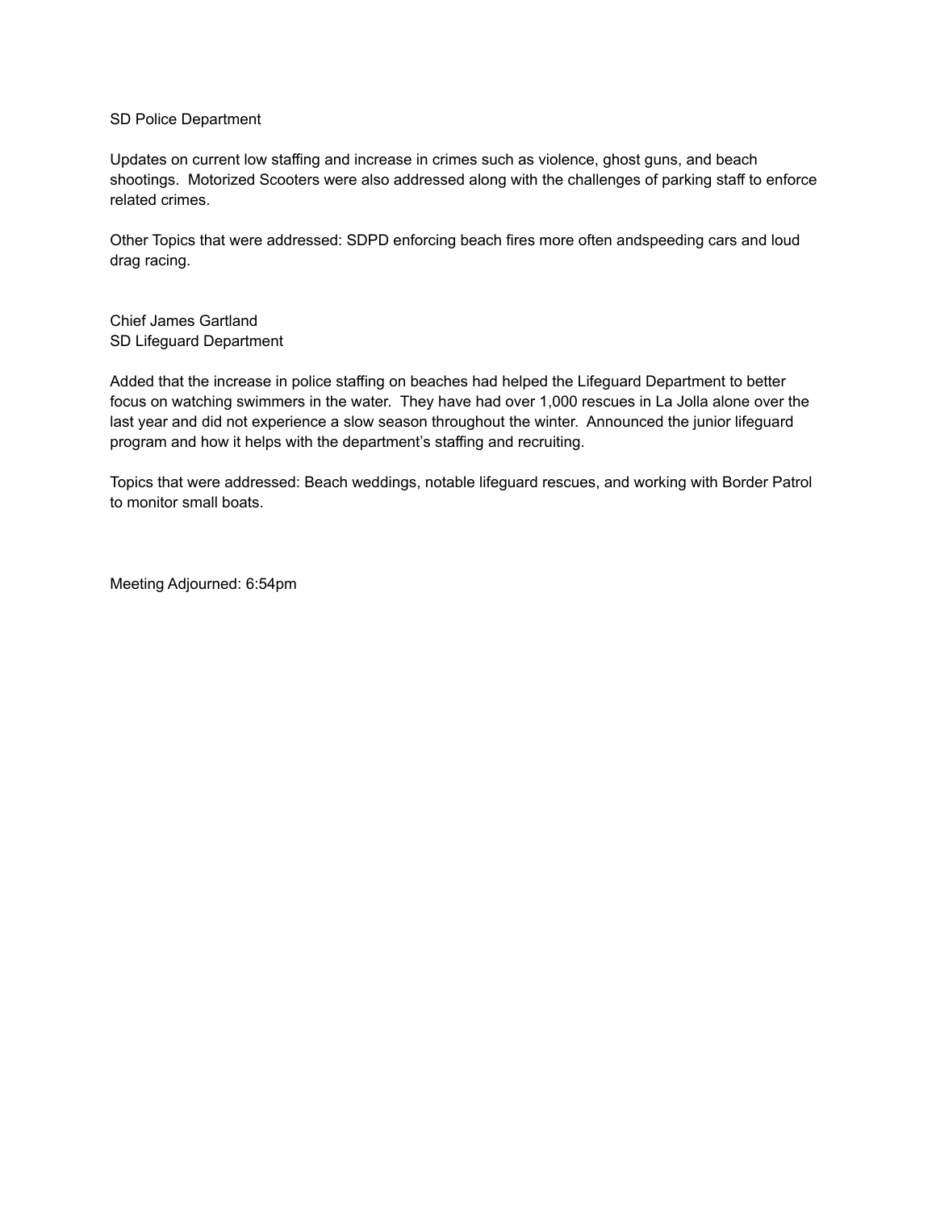SD Police Department

Updates on current low staffing and increase in crimes such as violence, ghost guns, and beach shootings. Motorized Scooters were also addressed along with the challenges of parking staff to enforce related crimes.

Other Topics that were addressed: SDPD enforcing beach fires more often andspeeding cars and loud drag racing.

Chief James Gartland
SD Lifeguard Department

Added that the increase in police staffing on beaches had helped the Lifeguard Department to better focus on watching swimmers in the water. They have had over 1,000 rescues in La Jolla alone over the last year and did not experience a slow season throughout the winter. Announced the junior lifeguard program and how it helps with the department's staffing and recruiting.

Topics that were addressed: Beach weddings, notable lifeguard rescues, and working with Border Patrol to monitor small boats.

Meeting Adjourned: 6:54pm